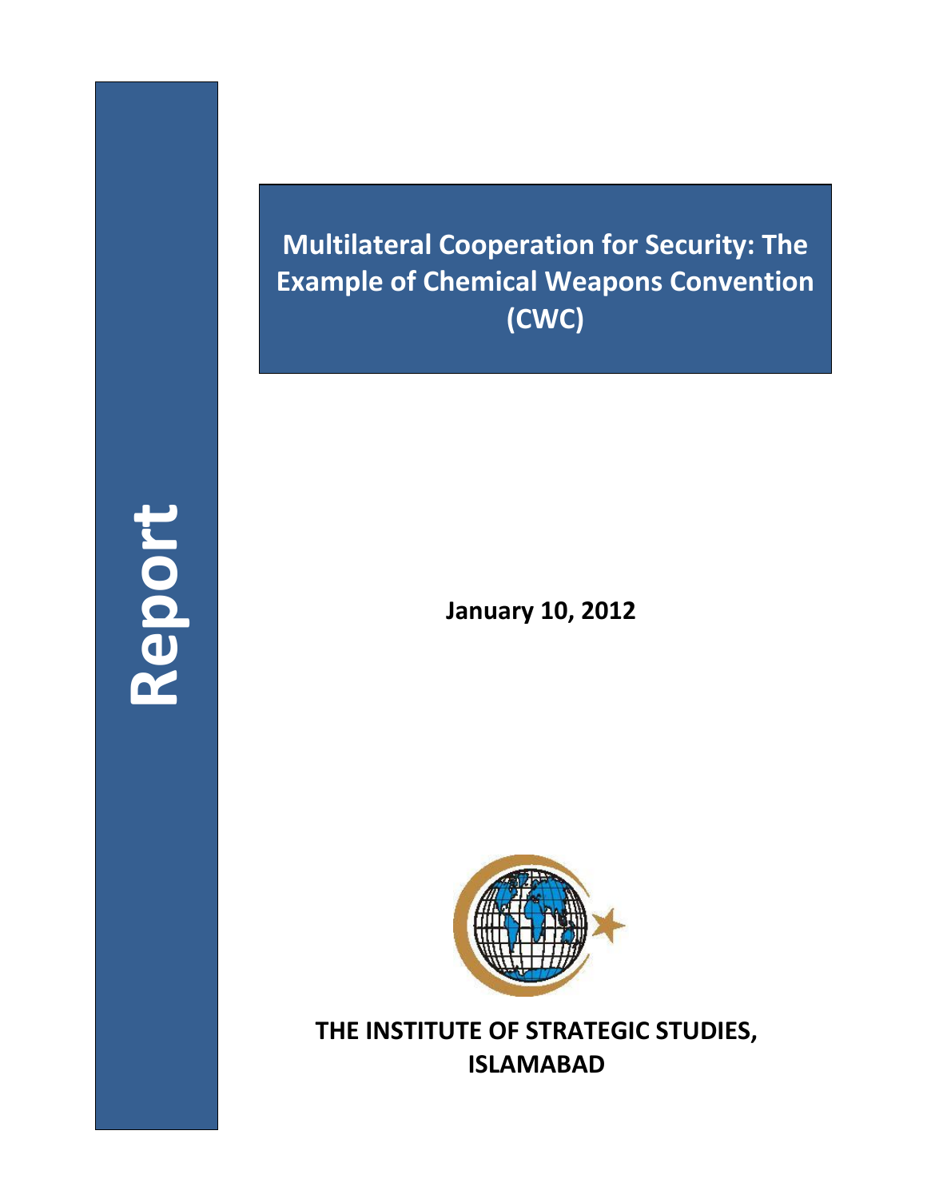Report

# Multilateral Cooperation for Security: The Example of Chemical Weapons Convention (CWC)

**January 10, 2012**

**THE INSTITUTE OF STRATEGIC STUDIES, ISLAMABAD**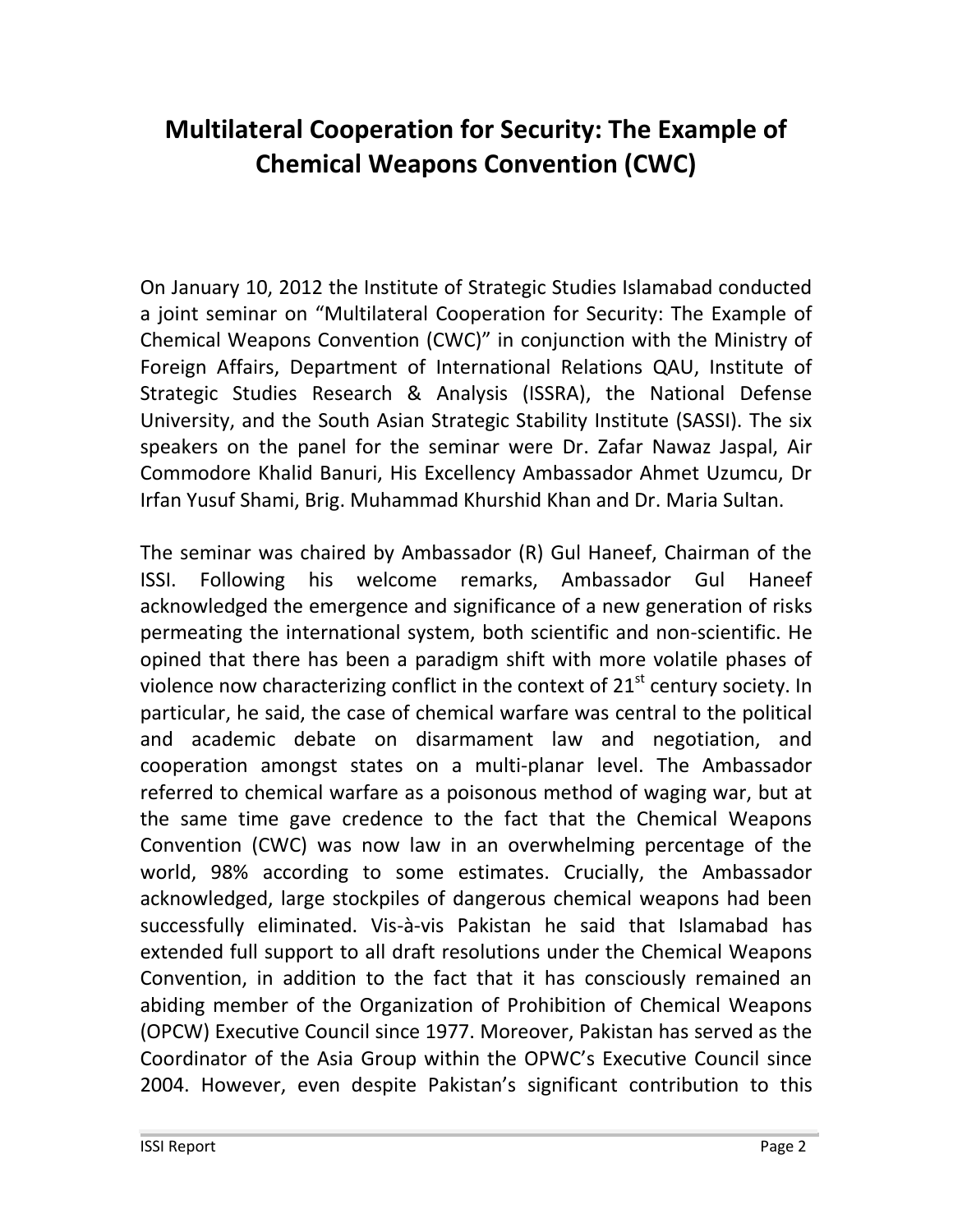# Multilateral Cooperation for Security: The Example of Chemical Weapons Convention (CWC)

On January 10, 2012 the Institute of Strategic Studies Islamabad conducted a joint seminar on "Multilateral Cooperation for Security: The Example of Chemical Weapons Convention (CWC)" in conjunction with the Ministry of Foreign Affairs, Department of International Relations QAU, Institute of Strategic Studies Research & Analysis (ISSRA), the National Defense University, and the South Asian Strategic Stability Institute (SASSI). The six speakers on the panel for the seminar were Dr. Zafar Nawaz Jaspal, Air Commodore Khalid Banuri, His Excellency Ambassador Ahmet Uzumcu, Dr Irfan Yusuf Shami, Brig. Muhammad Khurshid Khan and Dr. Maria Sultan.

The seminar was chaired by Ambassador (R) Gul Haneef, Chairman of the ISSI. Following his welcome remarks, Ambassador Gul Haneef acknowledged the emergence and significance of a new generation of risks permeating the international system, both scientific and non-scientific. He opined that there has been a paradigm shift with more volatile phases of violence now characterizing conflict in the context of 21st century society. In particular, he said, the case of chemical warfare was central to the political and academic debate on disarmament law and negotiation, and cooperation amongst states on a multi-planar level. The Ambassador referred to chemical warfare as a poisonous method of waging war, but at the same time gave credence to the fact that the Chemical Weapons Convention (CWC) was now law in an overwhelming percentage of the world, 98% according to some estimates. Crucially, the Ambassador acknowledged, large stockpiles of dangerous chemical weapons had been successfully eliminated. Vis-à-vis Pakistan he said that Islamabad has extended full support to all draft resolutions under the Chemical Weapons Convention, in addition to the fact that it has consciously remained an abiding member of the Organization of Prohibition of Chemical Weapons (OPCW) Executive Council since 1977. Moreover, Pakistan has served as the Coordinator of the Asia Group within the OPWC's Executive Council since 2004. However, even despite Pakistan's significant contribution to this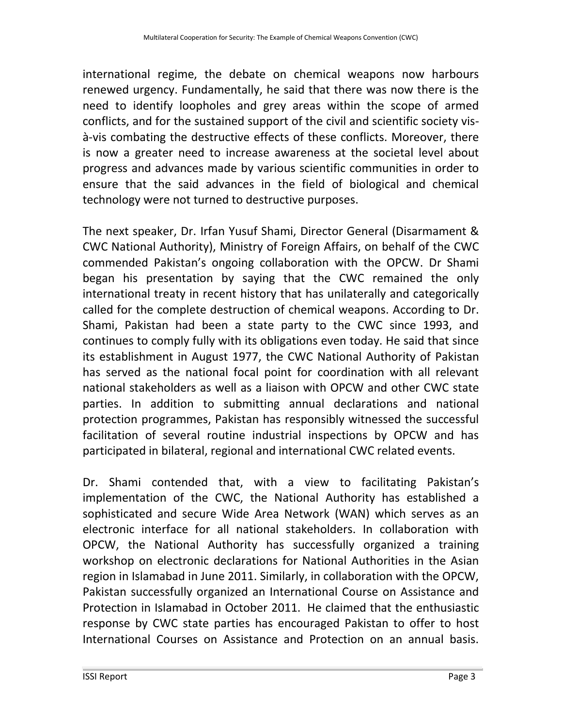international regime, the debate on chemical weapons now harbours renewed urgency. Fundamentally, he said that there was now there is the need to identify loopholes and grey areas within the scope of armed conflicts, and for the sustained support of the civil and scientific society vis-à-vis combating the destructive effects of these conflicts. Moreover, there is now a greater need to increase awareness at the societal level about progress and advances made by various scientific communities in order to ensure that the said advances in the field of biological and chemical technology were not turned to destructive purposes.

The next speaker, Dr. Irfan Yusuf Shami, Director General (Disarmament & CWC National Authority), Ministry of Foreign Affairs, on behalf of the CWC commended Pakistan's ongoing collaboration with the OPCW. Dr Shami began his presentation by saying that the CWC remained the only international treaty in recent history that has unilaterally and categorically called for the complete destruction of chemical weapons. According to Dr. Shami, Pakistan had been a state party to the CWC since 1993, and continues to comply fully with its obligations even today. He said that since its establishment in August 1977, the CWC National Authority of Pakistan has served as the national focal point for coordination with all relevant national stakeholders as well as a liaison with OPCW and other CWC state parties. In addition to submitting annual declarations and national protection programmes, Pakistan has responsibly witnessed the successful facilitation of several routine industrial inspections by OPCW and has participated in bilateral, regional and international CWC related events.

Dr. Shami contended that, with a view to facilitating Pakistan's implementation of the CWC, the National Authority has established a sophisticated and secure Wide Area Network (WAN) which serves as an electronic interface for all national stakeholders. In collaboration with OPCW, the National Authority has successfully organized a training workshop on electronic declarations for National Authorities in the Asian region in Islamabad in June 2011. Similarly, in collaboration with the OPCW, Pakistan successfully organized an International Course on Assistance and Protection in Islamabad in October 2011. He claimed that the enthusiastic response by CWC state parties has encouraged Pakistan to offer to host International Courses on Assistance and Protection on an annual basis.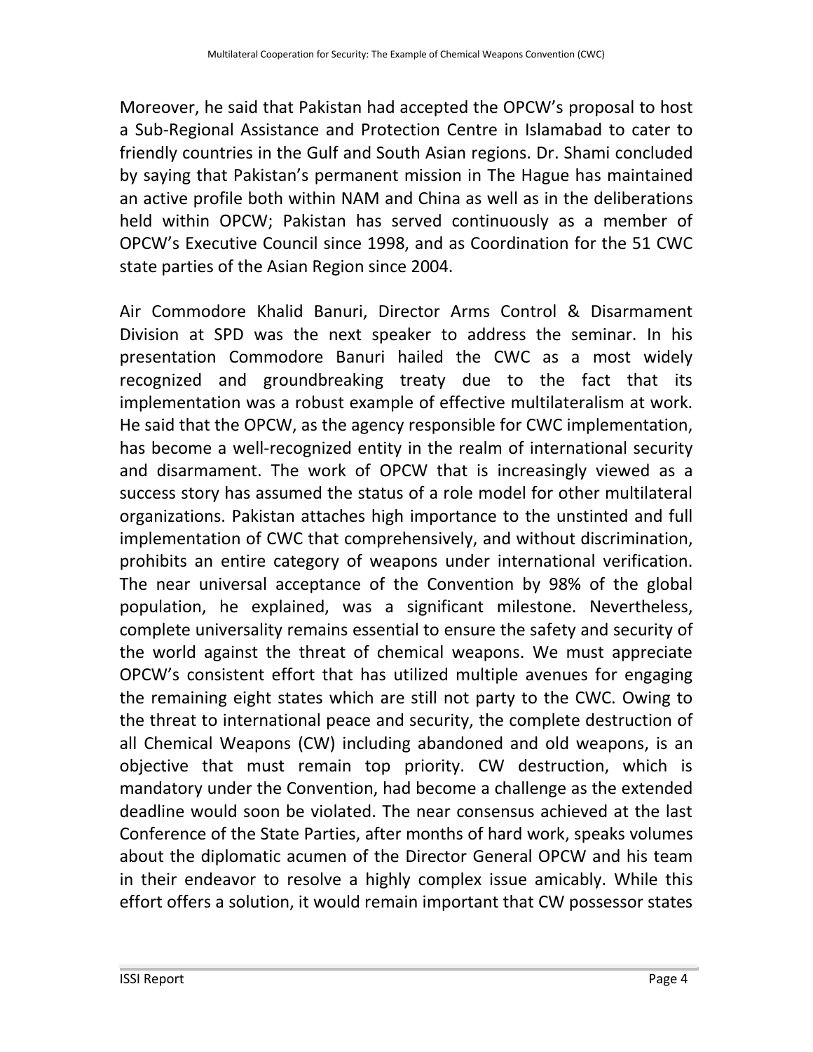Moreover, he said that Pakistan had accepted the OPCW's proposal to host a Sub-Regional Assistance and Protection Centre in Islamabad to cater to friendly countries in the Gulf and South Asian regions. Dr. Shami concluded by saying that Pakistan's permanent mission in The Hague has maintained an active profile both within NAM and China as well as in the deliberations held within OPCW; Pakistan has served continuously as a member of OPCW's Executive Council since 1998, and as Coordination for the 51 CWC state parties of the Asian Region since 2004.

Air Commodore Khalid Banuri, Director Arms Control & Disarmament Division at SPD was the next speaker to address the seminar. In his presentation Commodore Banuri hailed the CWC as a most widely recognized and groundbreaking treaty due to the fact that its implementation was a robust example of effective multilateralism at work. He said that the OPCW, as the agency responsible for CWC implementation, has become a well-recognized entity in the realm of international security and disarmament. The work of OPCW that is increasingly viewed as a success story has assumed the status of a role model for other multilateral organizations. Pakistan attaches high importance to the unstinted and full implementation of CWC that comprehensively, and without discrimination, prohibits an entire category of weapons under international verification. The near universal acceptance of the Convention by 98% of the global population, he explained, was a significant milestone. Nevertheless, complete universality remains essential to ensure the safety and security of the world against the threat of chemical weapons. We must appreciate OPCW's consistent effort that has utilized multiple avenues for engaging the remaining eight states which are still not party to the CWC. Owing to the threat to international peace and security, the complete destruction of all Chemical Weapons (CW) including abandoned and old weapons, is an objective that must remain top priority. CW destruction, which is mandatory under the Convention, had become a challenge as the extended deadline would soon be violated. The near consensus achieved at the last Conference of the State Parties, after months of hard work, speaks volumes about the diplomatic acumen of the Director General OPCW and his team in their endeavor to resolve a highly complex issue amicably. While this effort offers a solution, it would remain important that CW possessor states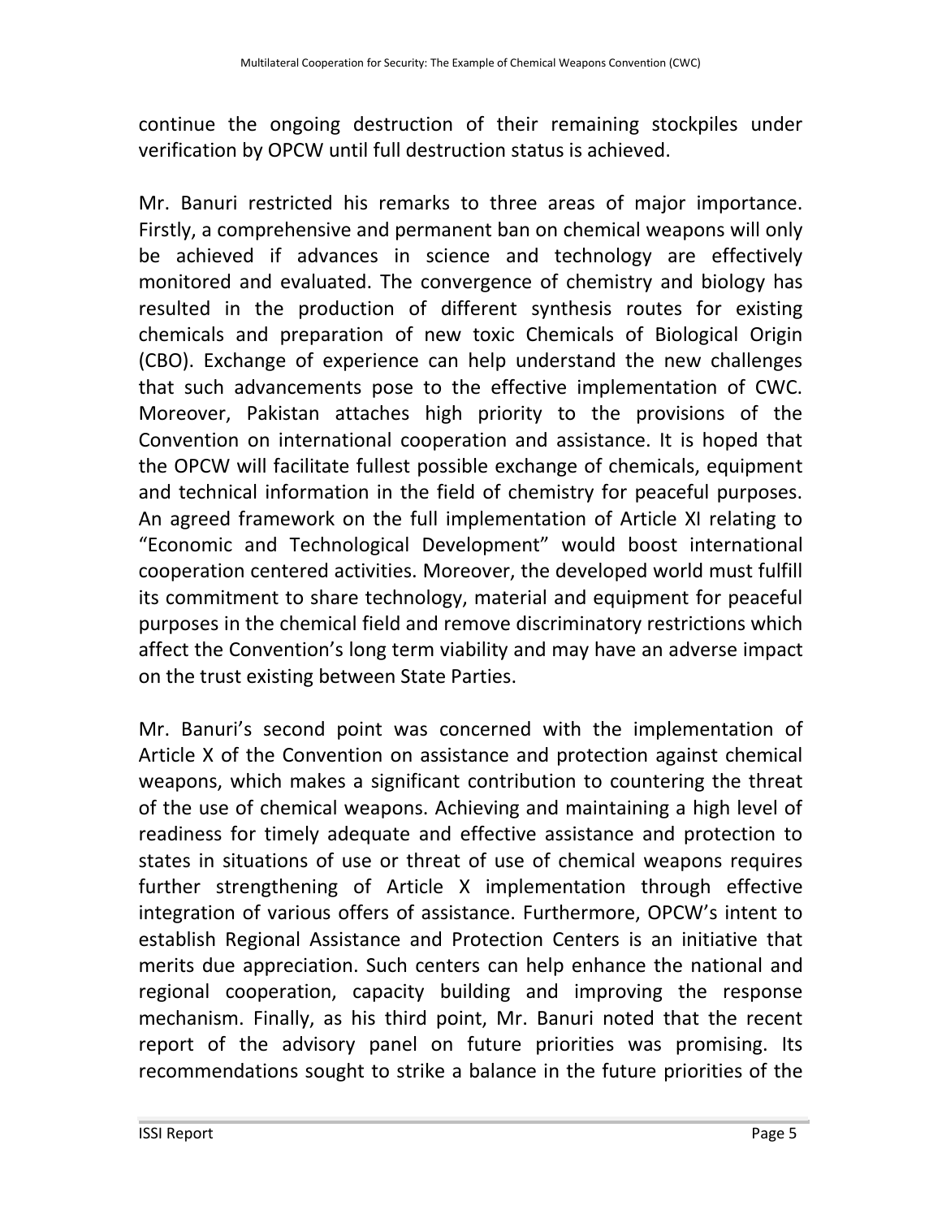continue the ongoing destruction of their remaining stockpiles under verification by OPCW until full destruction status is achieved.

Mr. Banuri restricted his remarks to three areas of major importance. Firstly, a comprehensive and permanent ban on chemical weapons will only be achieved if advances in science and technology are effectively monitored and evaluated. The convergence of chemistry and biology has resulted in the production of different synthesis routes for existing chemicals and preparation of new toxic Chemicals of Biological Origin (CBO). Exchange of experience can help understand the new challenges that such advancements pose to the effective implementation of CWC. Moreover, Pakistan attaches high priority to the provisions of the Convention on international cooperation and assistance. It is hoped that the OPCW will facilitate fullest possible exchange of chemicals, equipment and technical information in the field of chemistry for peaceful purposes. An agreed framework on the full implementation of Article XI relating to "Economic and Technological Development" would boost international cooperation centered activities. Moreover, the developed world must fulfill its commitment to share technology, material and equipment for peaceful purposes in the chemical field and remove discriminatory restrictions which affect the Convention's long term viability and may have an adverse impact on the trust existing between State Parties.

Mr. Banuri's second point was concerned with the implementation of Article X of the Convention on assistance and protection against chemical weapons, which makes a significant contribution to countering the threat of the use of chemical weapons. Achieving and maintaining a high level of readiness for timely adequate and effective assistance and protection to states in situations of use or threat of use of chemical weapons requires further strengthening of Article X implementation through effective integration of various offers of assistance. Furthermore, OPCW's intent to establish Regional Assistance and Protection Centers is an initiative that merits due appreciation. Such centers can help enhance the national and regional cooperation, capacity building and improving the response mechanism. Finally, as his third point, Mr. Banuri noted that the recent report of the advisory panel on future priorities was promising. Its recommendations sought to strike a balance in the future priorities of the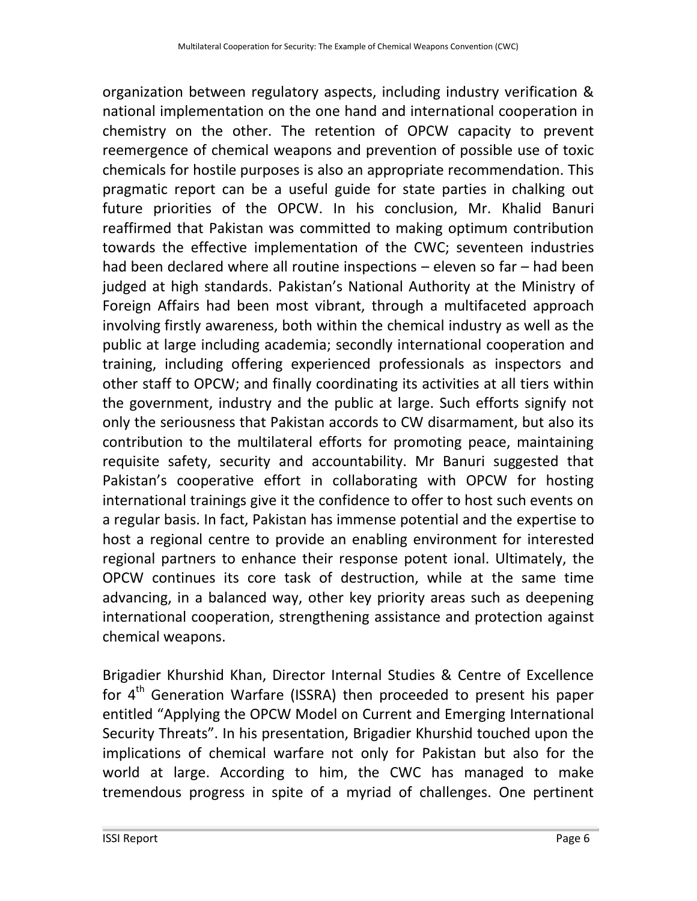organization between regulatory aspects, including industry verification & national implementation on the one hand and international cooperation in chemistry on the other. The retention of OPCW capacity to prevent reemergence of chemical weapons and prevention of possible use of toxic chemicals for hostile purposes is also an appropriate recommendation. This pragmatic report can be a useful guide for state parties in chalking out future priorities of the OPCW. In his conclusion, Mr. Khalid Banuri reaffirmed that Pakistan was committed to making optimum contribution towards the effective implementation of the CWC; seventeen industries had been declared where all routine inspections – eleven so far – had been judged at high standards. Pakistan's National Authority at the Ministry of Foreign Affairs had been most vibrant, through a multifaceted approach involving firstly awareness, both within the chemical industry as well as the public at large including academia; secondly international cooperation and training, including offering experienced professionals as inspectors and other staff to OPCW; and finally coordinating its activities at all tiers within the government, industry and the public at large. Such efforts signify not only the seriousness that Pakistan accords to CW disarmament, but also its contribution to the multilateral efforts for promoting peace, maintaining requisite safety, security and accountability. Mr Banuri suggested that Pakistan's cooperative effort in collaborating with OPCW for hosting international trainings give it the confidence to offer to host such events on a regular basis. In fact, Pakistan has immense potential and the expertise to host a regional centre to provide an enabling environment for interested regional partners to enhance their response potent ional. Ultimately, the OPCW continues its core task of destruction, while at the same time advancing, in a balanced way, other key priority areas such as deepening international cooperation, strengthening assistance and protection against chemical weapons.

Brigadier Khurshid Khan, Director Internal Studies & Centre of Excellence for 4th Generation Warfare (ISSRA) then proceeded to present his paper entitled "Applying the OPCW Model on Current and Emerging International Security Threats". In his presentation, Brigadier Khurshid touched upon the implications of chemical warfare not only for Pakistan but also for the world at large. According to him, the CWC has managed to make tremendous progress in spite of a myriad of challenges. One pertinent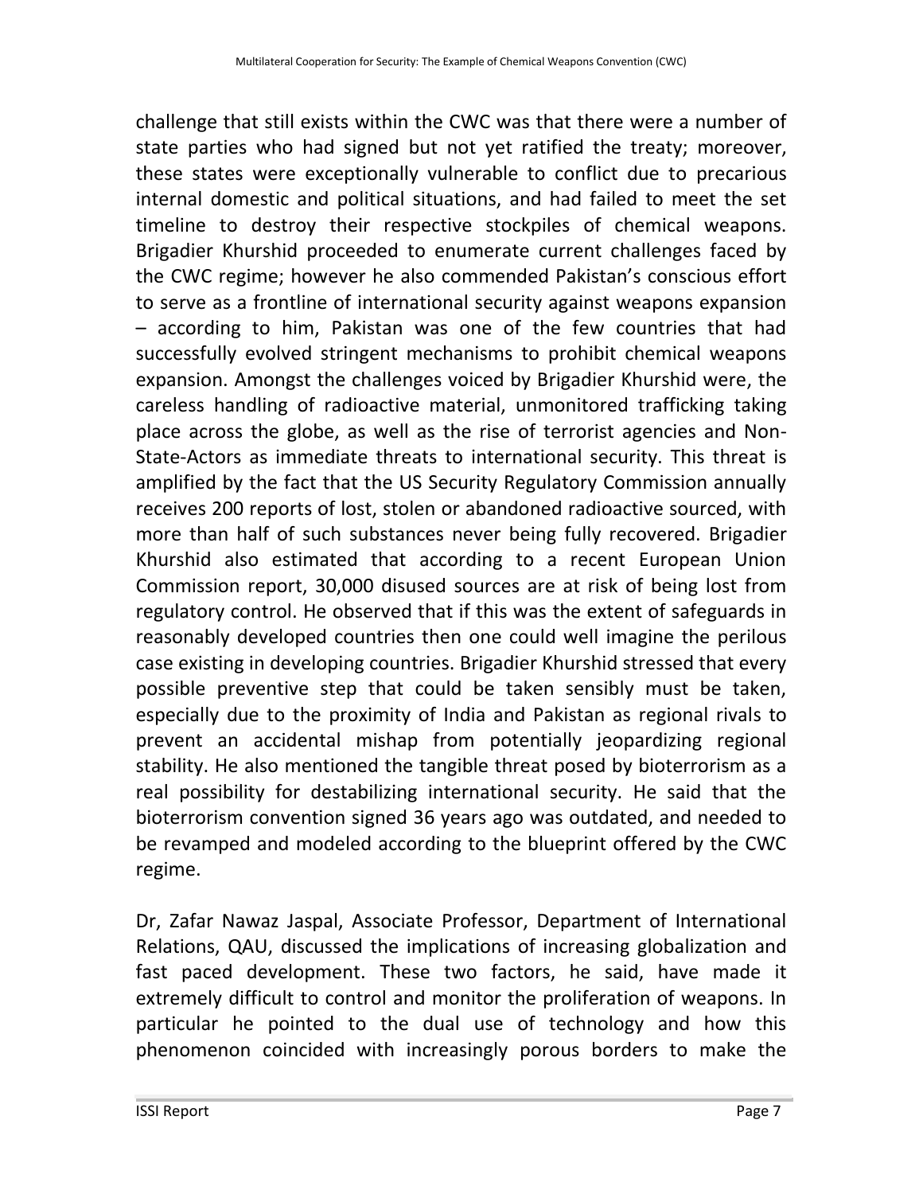challenge that still exists within the CWC was that there were a number of state parties who had signed but not yet ratified the treaty; moreover, these states were exceptionally vulnerable to conflict due to precarious internal domestic and political situations, and had failed to meet the set timeline to destroy their respective stockpiles of chemical weapons. Brigadier Khurshid proceeded to enumerate current challenges faced by the CWC regime; however he also commended Pakistan's conscious effort to serve as a frontline of international security against weapons expansion – according to him, Pakistan was one of the few countries that had successfully evolved stringent mechanisms to prohibit chemical weapons expansion. Amongst the challenges voiced by Brigadier Khurshid were, the careless handling of radioactive material, unmonitored trafficking taking place across the globe, as well as the rise of terrorist agencies and Non-State-Actors as immediate threats to international security. This threat is amplified by the fact that the US Security Regulatory Commission annually receives 200 reports of lost, stolen or abandoned radioactive sourced, with more than half of such substances never being fully recovered. Brigadier Khurshid also estimated that according to a recent European Union Commission report, 30,000 disused sources are at risk of being lost from regulatory control. He observed that if this was the extent of safeguards in reasonably developed countries then one could well imagine the perilous case existing in developing countries. Brigadier Khurshid stressed that every possible preventive step that could be taken sensibly must be taken, especially due to the proximity of India and Pakistan as regional rivals to prevent an accidental mishap from potentially jeopardizing regional stability. He also mentioned the tangible threat posed by bioterrorism as a real possibility for destabilizing international security. He said that the bioterrorism convention signed 36 years ago was outdated, and needed to be revamped and modeled according to the blueprint offered by the CWC regime.

Dr, Zafar Nawaz Jaspal, Associate Professor, Department of International Relations, QAU, discussed the implications of increasing globalization and fast paced development. These two factors, he said, have made it extremely difficult to control and monitor the proliferation of weapons. In particular he pointed to the dual use of technology and how this phenomenon coincided with increasingly porous borders to make the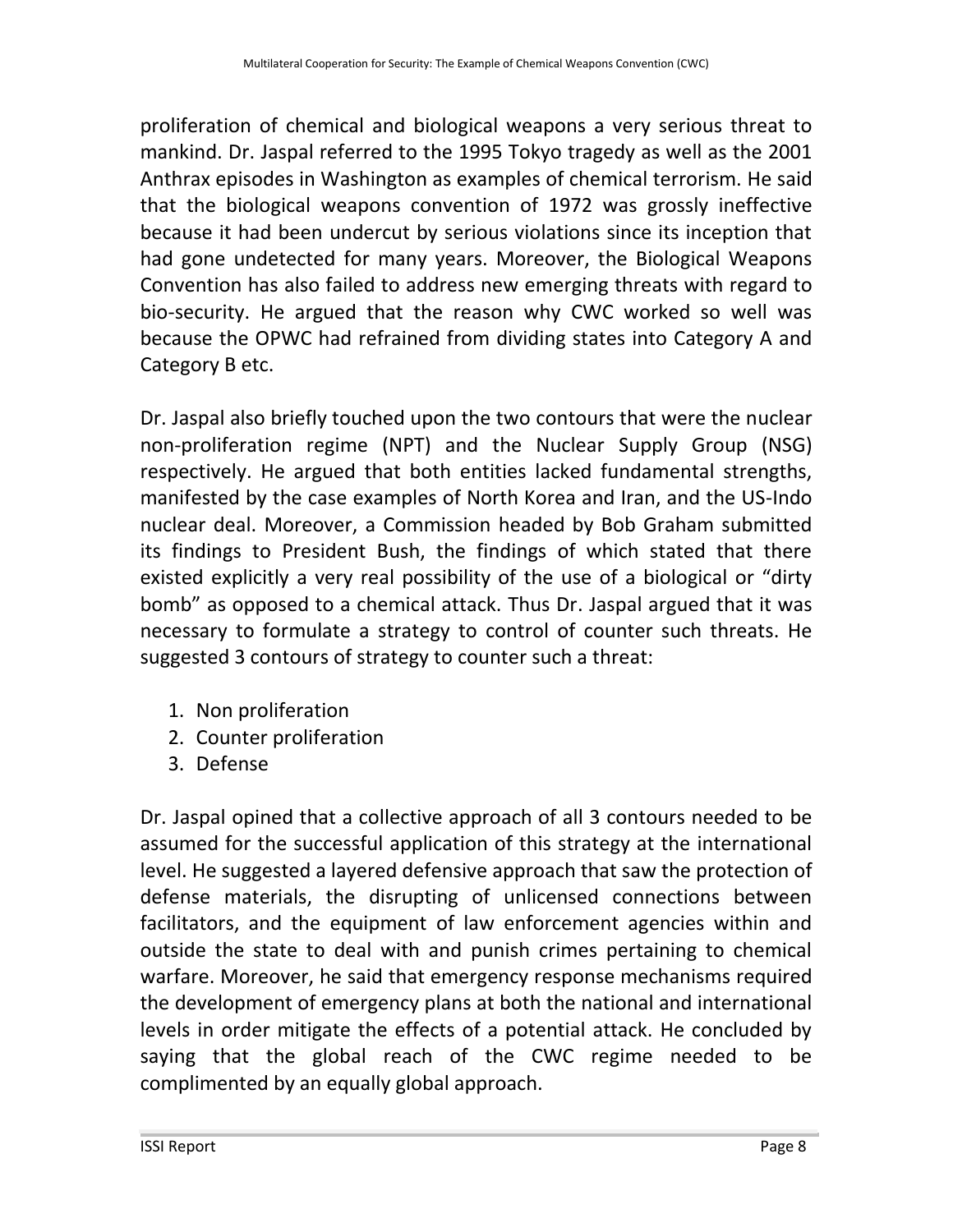proliferation of chemical and biological weapons a very serious threat to mankind. Dr. Jaspal referred to the 1995 Tokyo tragedy as well as the 2001 Anthrax episodes in Washington as examples of chemical terrorism. He said that the biological weapons convention of 1972 was grossly ineffective because it had been undercut by serious violations since its inception that had gone undetected for many years. Moreover, the Biological Weapons Convention has also failed to address new emerging threats with regard to bio-security. He argued that the reason why CWC worked so well was because the OPWC had refrained from dividing states into Category A and Category B etc.

Dr. Jaspal also briefly touched upon the two contours that were the nuclear non-proliferation regime (NPT) and the Nuclear Supply Group (NSG) respectively. He argued that both entities lacked fundamental strengths, manifested by the case examples of North Korea and Iran, and the US-Indo nuclear deal. Moreover, a Commission headed by Bob Graham submitted its findings to President Bush, the findings of which stated that there existed explicitly a very real possibility of the use of a biological or "dirty bomb" as opposed to a chemical attack. Thus Dr. Jaspal argued that it was necessary to formulate a strategy to control of counter such threats. He suggested 3 contours of strategy to counter such a threat:

1. Non proliferation
2. Counter proliferation
3. Defense

Dr. Jaspal opined that a collective approach of all 3 contours needed to be assumed for the successful application of this strategy at the international level. He suggested a layered defensive approach that saw the protection of defense materials, the disrupting of unlicensed connections between facilitators, and the equipment of law enforcement agencies within and outside the state to deal with and punish crimes pertaining to chemical warfare. Moreover, he said that emergency response mechanisms required the development of emergency plans at both the national and international levels in order mitigate the effects of a potential attack. He concluded by saying that the global reach of the CWC regime needed to be complimented by an equally global approach.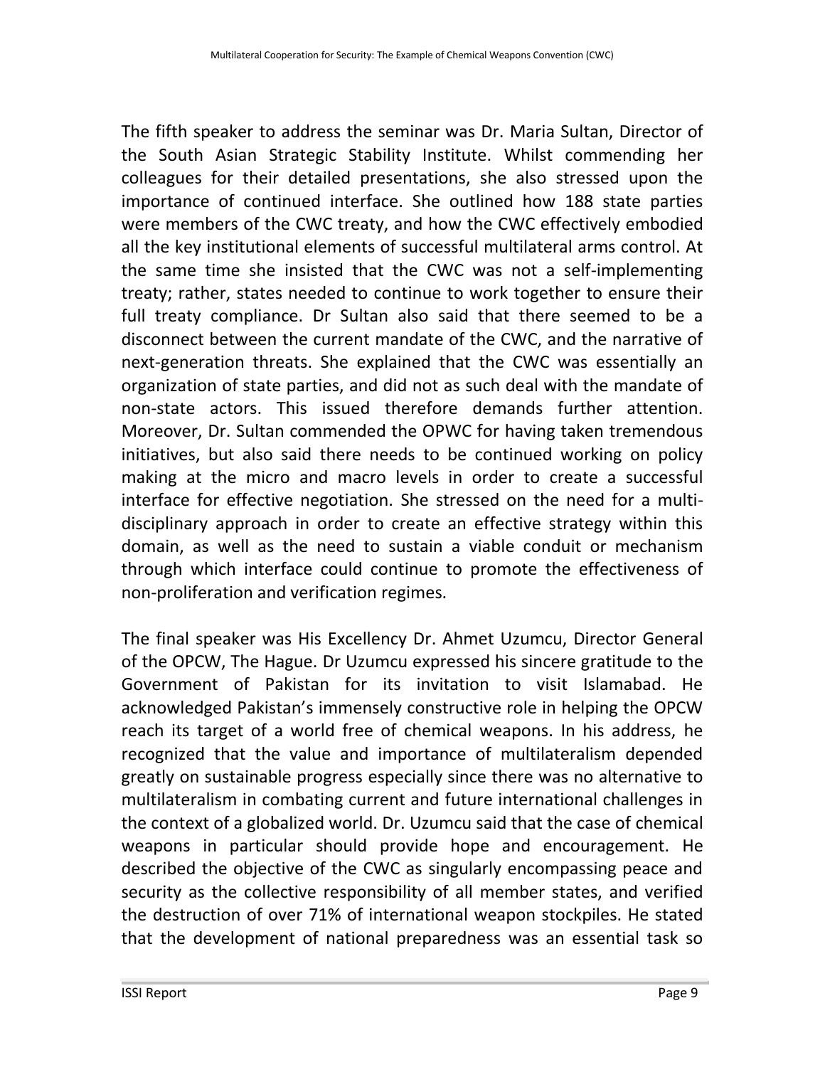The fifth speaker to address the seminar was Dr. Maria Sultan, Director of the South Asian Strategic Stability Institute. Whilst commending her colleagues for their detailed presentations, she also stressed upon the importance of continued interface. She outlined how 188 state parties were members of the CWC treaty, and how the CWC effectively embodied all the key institutional elements of successful multilateral arms control. At the same time she insisted that the CWC was not a self-implementing treaty; rather, states needed to continue to work together to ensure their full treaty compliance. Dr Sultan also said that there seemed to be a disconnect between the current mandate of the CWC, and the narrative of next-generation threats. She explained that the CWC was essentially an organization of state parties, and did not as such deal with the mandate of non-state actors. This issued therefore demands further attention. Moreover, Dr. Sultan commended the OPWC for having taken tremendous initiatives, but also said there needs to be continued working on policy making at the micro and macro levels in order to create a successful interface for effective negotiation. She stressed on the need for a multi-disciplinary approach in order to create an effective strategy within this domain, as well as the need to sustain a viable conduit or mechanism through which interface could continue to promote the effectiveness of non-proliferation and verification regimes.

The final speaker was His Excellency Dr. Ahmet Uzumcu, Director General of the OPCW, The Hague. Dr Uzumcu expressed his sincere gratitude to the Government of Pakistan for its invitation to visit Islamabad. He acknowledged Pakistan's immensely constructive role in helping the OPCW reach its target of a world free of chemical weapons. In his address, he recognized that the value and importance of multilateralism depended greatly on sustainable progress especially since there was no alternative to multilateralism in combating current and future international challenges in the context of a globalized world. Dr. Uzumcu said that the case of chemical weapons in particular should provide hope and encouragement. He described the objective of the CWC as singularly encompassing peace and security as the collective responsibility of all member states, and verified the destruction of over 71% of international weapon stockpiles. He stated that the development of national preparedness was an essential task so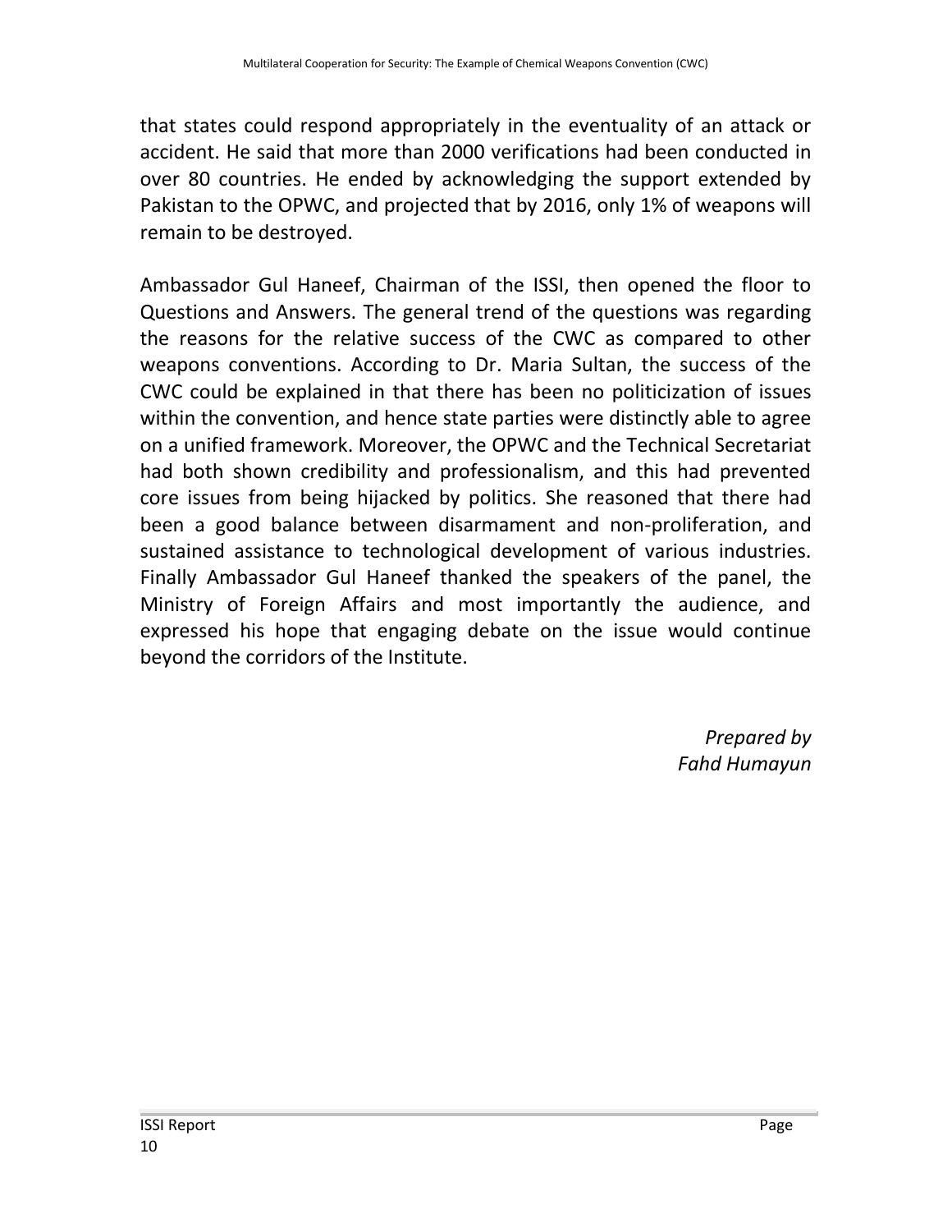that states could respond appropriately in the eventuality of an attack or accident. He said that more than 2000 verifications had been conducted in over 80 countries. He ended by acknowledging the support extended by Pakistan to the OPWC, and projected that by 2016, only 1% of weapons will remain to be destroyed.

Ambassador Gul Haneef, Chairman of the ISSI, then opened the floor to Questions and Answers. The general trend of the questions was regarding the reasons for the relative success of the CWC as compared to other weapons conventions. According to Dr. Maria Sultan, the success of the CWC could be explained in that there has been no politicization of issues within the convention, and hence state parties were distinctly able to agree on a unified framework. Moreover, the OPWC and the Technical Secretariat had both shown credibility and professionalism, and this had prevented core issues from being hijacked by politics. She reasoned that there had been a good balance between disarmament and non-proliferation, and sustained assistance to technological development of various industries. Finally Ambassador Gul Haneef thanked the speakers of the panel, the Ministry of Foreign Affairs and most importantly the audience, and expressed his hope that engaging debate on the issue would continue beyond the corridors of the Institute.

*Prepared by*
*Fahd Humayun*